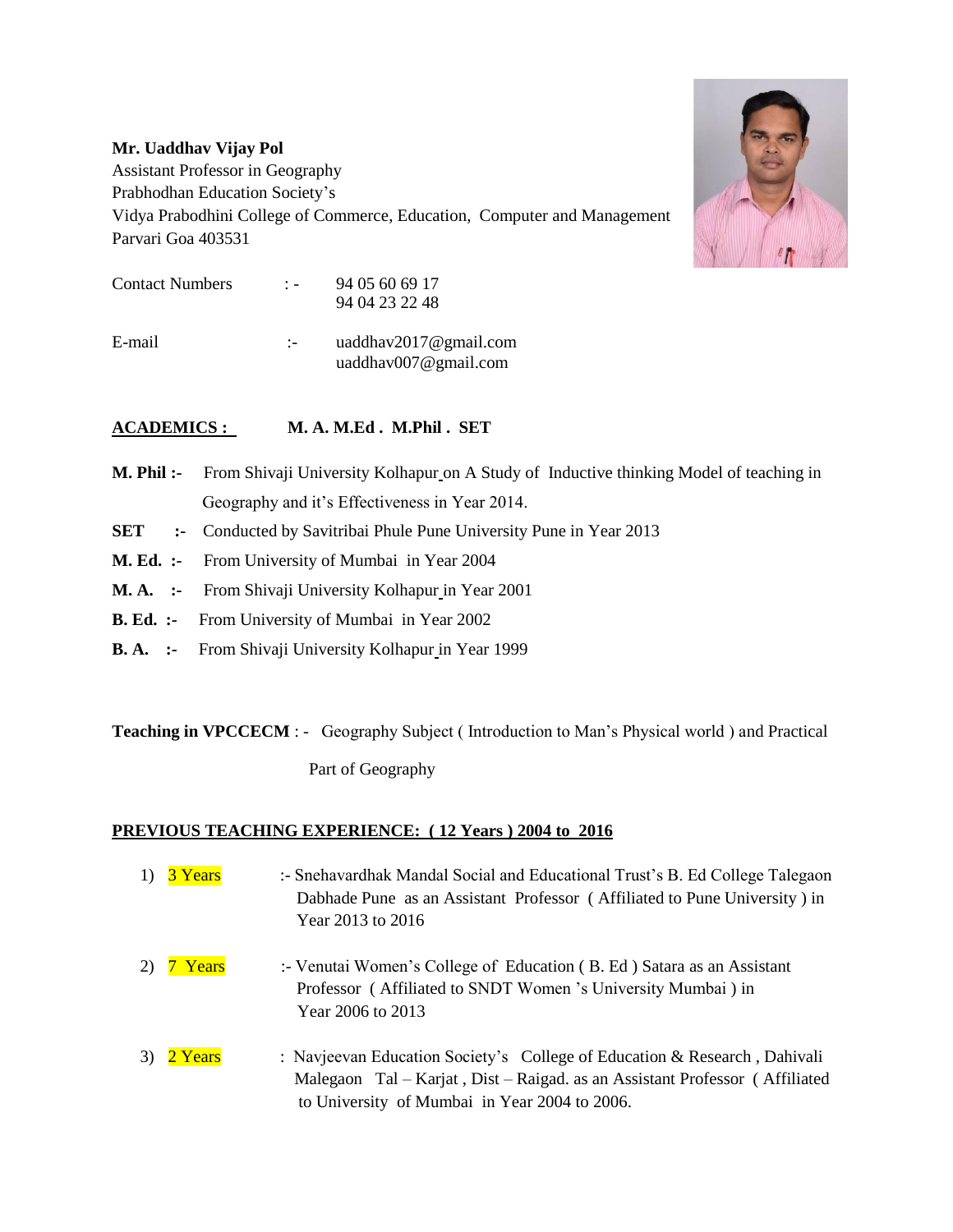**Mr. Uaddhav Vijay Pol**
Assistant Professor in Geography
Prabhodhan Education Society's
Vidya Prabodhini College of Commerce, Education, Computer and Management
Parvari Goa 403531

Contact Numbers :- 94 05 60 69 17
94 04 23 22 48

E-mail :- uaddhav2017@gmail.com
uaddhav007@gmail.com

**ACADEMICS : M. A. M.Ed . M.Phil . SET**

**M. Phil :-** From Shivaji University Kolhapur on A Study of Inductive thinking Model of teaching in Geography and it's Effectiveness in Year 2014.

**SET :-** Conducted by Savitribai Phule Pune University Pune in Year 2013

**M. Ed. :-** From University of Mumbai in Year 2004

**M. A. :-** From Shivaji University Kolhapur in Year 2001

**B. Ed. :-** From University of Mumbai in Year 2002

**B. A. :-** From Shivaji University Kolhapur in Year 1999

**Teaching in VPCCECM** : - Geography Subject ( Introduction to Man's Physical world ) and Practical Part of Geography

**PREVIOUS TEACHING EXPERIENCE: ( 12 Years ) 2004 to 2016**

1) 3 Years :- Snehavardhak Mandal Social and Educational Trust's B. Ed College Talegaon Dabhade Pune as an Assistant Professor ( Affiliated to Pune University ) in Year 2013 to 2016

2) 7 Years :- Venutai Women's College of Education ( B. Ed ) Satara as an Assistant Professor ( Affiliated to SNDT Women 's University Mumbai ) in Year 2006 to 2013

3) 2 Years : Navjeevan Education Society's College of Education & Research , Dahivali Malegaon Tal – Karjat , Dist – Raigad. as an Assistant Professor ( Affiliated to University of Mumbai in Year 2004 to 2006.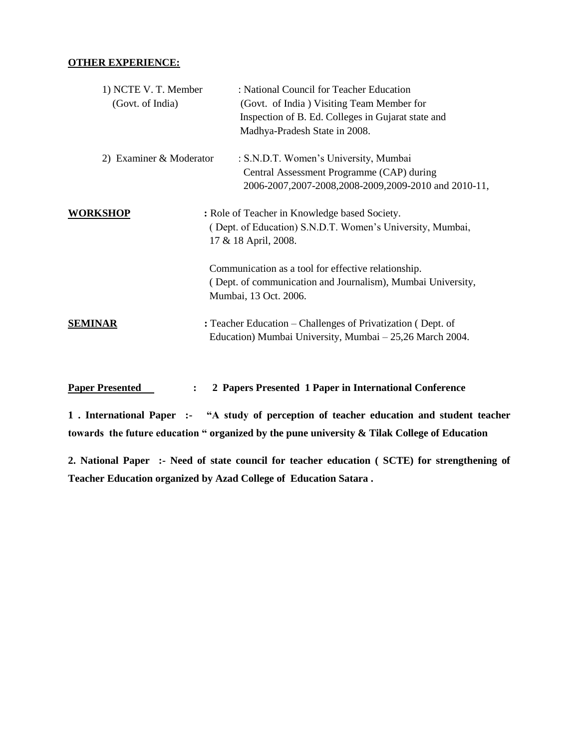**OTHER EXPERIENCE:**

1) NCTE V. T. Member (Govt. of India) : National Council for Teacher Education (Govt. of India ) Visiting Team Member for Inspection of B. Ed. Colleges in Gujarat state and Madhya-Pradesh State in 2008.

2) Examiner & Moderator : S.N.D.T. Women's University, Mumbai Central Assessment Programme (CAP) during 2006-2007,2007-2008,2008-2009,2009-2010 and 2010-11,

**WORKSHOP** **:** Role of Teacher in Knowledge based Society. ( Dept. of Education) S.N.D.T. Women's University, Mumbai, 17 & 18 April, 2008.

Communication as a tool for effective relationship. ( Dept. of communication and Journalism), Mumbai University, Mumbai, 13 Oct. 2006.

**SEMINAR** **:** Teacher Education – Challenges of Privatization ( Dept. of Education) Mumbai University, Mumbai – 25,26 March 2004.

**Paper Presented : 2 Papers Presented 1 Paper in International Conference**

**1 . International Paper :- "A study of perception of teacher education and student teacher towards the future education " organized by the pune university & Tilak College of Education**

**2. National Paper :- Need of state council for teacher education ( SCTE) for strengthening of Teacher Education organized by Azad College of Education Satara .**